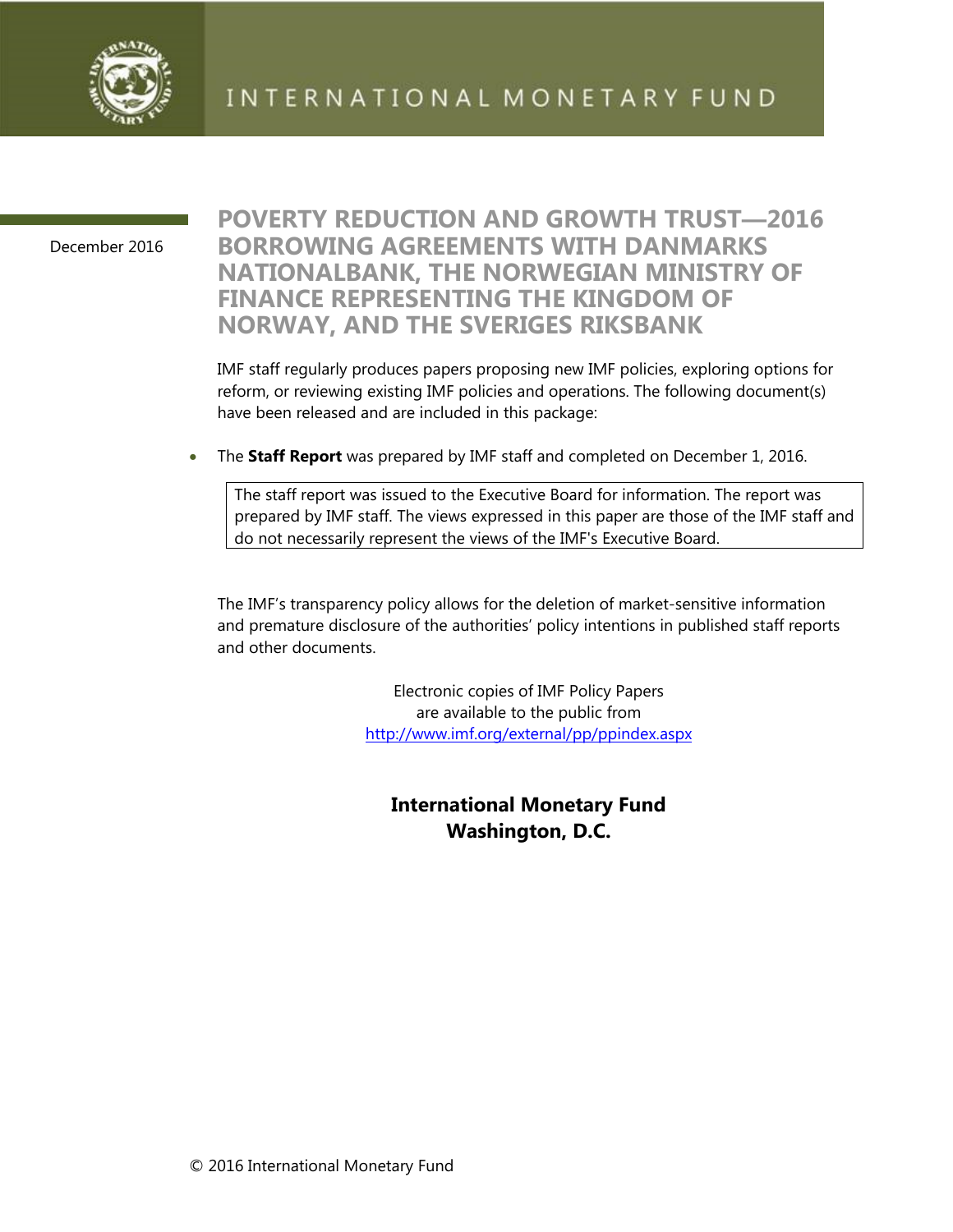INTERNATIONAL MONETARY FUND

December 2016

# POVERTY REDUCTION AND GROWTH TRUST—2016 BORROWING AGREEMENTS WITH DANMARKS NATIONALBANK, THE NORWEGIAN MINISTRY OF FINANCE REPRESENTING THE KINGDOM OF NORWAY, AND THE SVERIGES RIKSBANK

IMF staff regularly produces papers proposing new IMF policies, exploring options for reform, or reviewing existing IMF policies and operations. The following document(s) have been released and are included in this package:

- The **Staff Report** was prepared by IMF staff and completed on December 1, 2016.

> The staff report was issued to the Executive Board for information. The report was prepared by IMF staff. The views expressed in this paper are those of the IMF staff and do not necessarily represent the views of the IMF's Executive Board.

The IMF's transparency policy allows for the deletion of market-sensitive information and premature disclosure of the authorities' policy intentions in published staff reports and other documents.

Electronic copies of IMF Policy Papers
are available to the public from
http://www.imf.org/external/pp/ppindex.aspx

**International Monetary Fund**
**Washington, D.C.**

© 2016 International Monetary Fund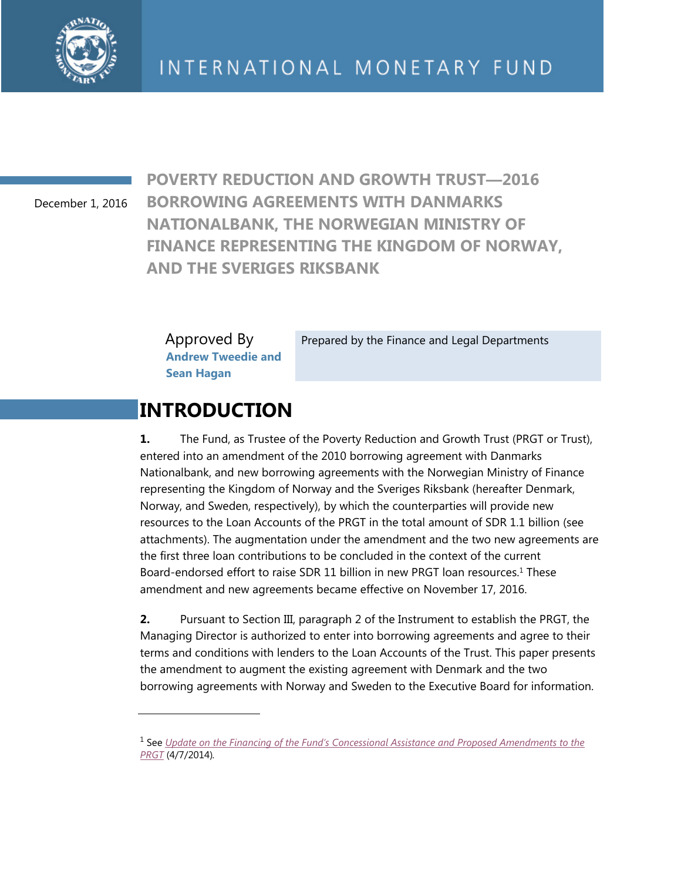INTERNATIONAL MONETARY FUND

December 1, 2016

# POVERTY REDUCTION AND GROWTH TRUST—2016 BORROWING AGREEMENTS WITH DANMARKS NATIONALBANK, THE NORWEGIAN MINISTRY OF FINANCE REPRESENTING THE KINGDOM OF NORWAY, AND THE SVERIGES RIKSBANK

Approved By
**Andrew Tweedie and Sean Hagan**

Prepared by the Finance and Legal Departments

## INTRODUCTION

**1.** The Fund, as Trustee of the Poverty Reduction and Growth Trust (PRGT or Trust), entered into an amendment of the 2010 borrowing agreement with Danmarks Nationalbank, and new borrowing agreements with the Norwegian Ministry of Finance representing the Kingdom of Norway and the Sveriges Riksbank (hereafter Denmark, Norway, and Sweden, respectively), by which the counterparties will provide new resources to the Loan Accounts of the PRGT in the total amount of SDR 1.1 billion (see attachments). The augmentation under the amendment and the two new agreements are the first three loan contributions to be concluded in the context of the current Board-endorsed effort to raise SDR 11 billion in new PRGT loan resources.[1] These amendment and new agreements became effective on November 17, 2016.

**2.** Pursuant to Section III, paragraph 2 of the Instrument to establish the PRGT, the Managing Director is authorized to enter into borrowing agreements and agree to their terms and conditions with lenders to the Loan Accounts of the Trust. This paper presents the amendment to augment the existing agreement with Denmark and the two borrowing agreements with Norway and Sweden to the Executive Board for information.

[1] See *Update on the Financing of the Fund's Concessional Assistance and Proposed Amendments to the PRGT* (4/7/2014).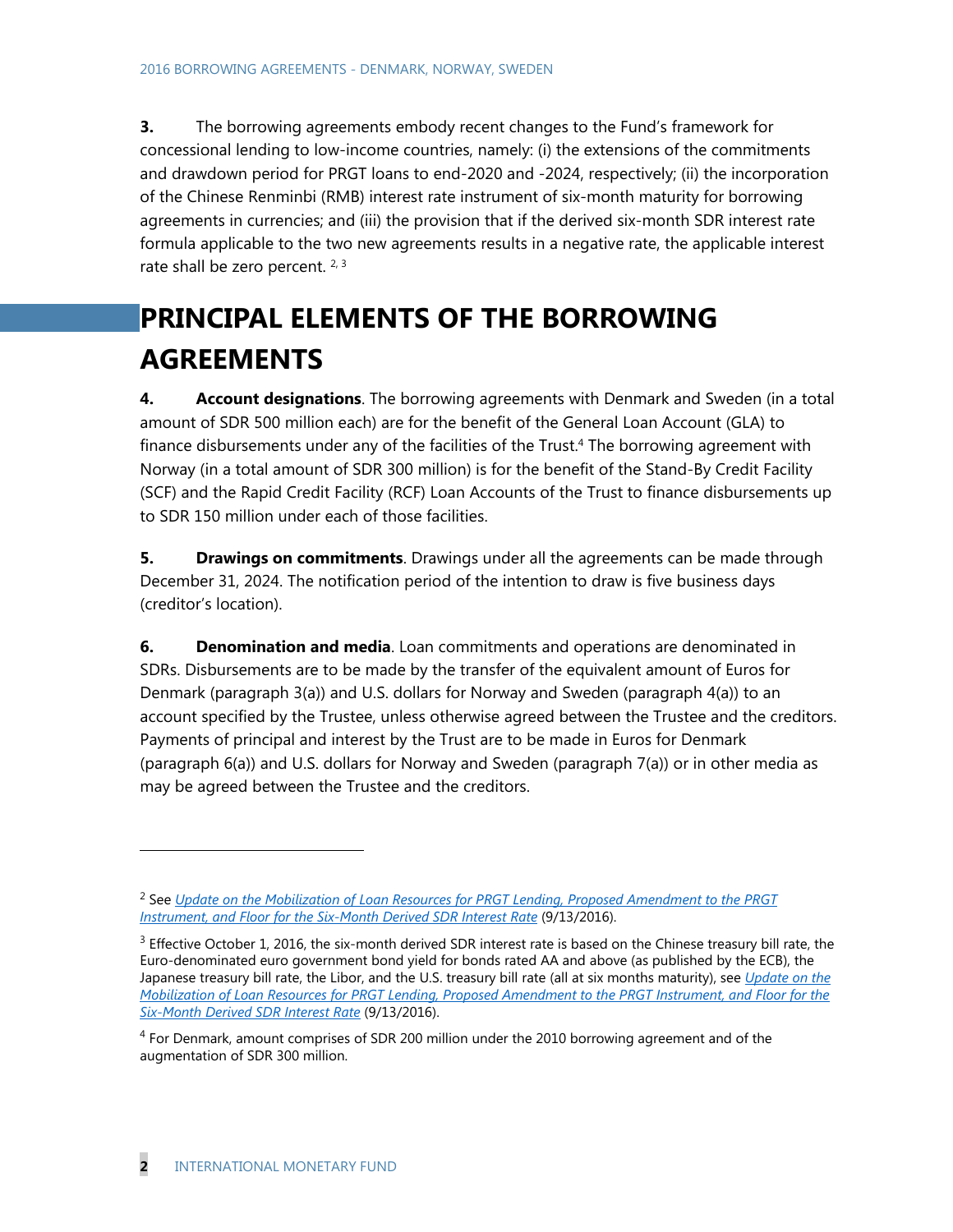**3.** The borrowing agreements embody recent changes to the Fund's framework for concessional lending to low-income countries, namely: (i) the extensions of the commitments and drawdown period for PRGT loans to end-2020 and -2024, respectively; (ii) the incorporation of the Chinese Renminbi (RMB) interest rate instrument of six-month maturity for borrowing agreements in currencies; and (iii) the provision that if the derived six-month SDR interest rate formula applicable to the two new agreements results in a negative rate, the applicable interest rate shall be zero percent. [2, 3]

## PRINCIPAL ELEMENTS OF THE BORROWING AGREEMENTS

**4. Account designations**. The borrowing agreements with Denmark and Sweden (in a total amount of SDR 500 million each) are for the benefit of the General Loan Account (GLA) to finance disbursements under any of the facilities of the Trust.[4] The borrowing agreement with Norway (in a total amount of SDR 300 million) is for the benefit of the Stand-By Credit Facility (SCF) and the Rapid Credit Facility (RCF) Loan Accounts of the Trust to finance disbursements up to SDR 150 million under each of those facilities.

**5. Drawings on commitments**. Drawings under all the agreements can be made through December 31, 2024. The notification period of the intention to draw is five business days (creditor's location).

**6. Denomination and media**. Loan commitments and operations are denominated in SDRs. Disbursements are to be made by the transfer of the equivalent amount of Euros for Denmark (paragraph 3(a)) and U.S. dollars for Norway and Sweden (paragraph 4(a)) to an account specified by the Trustee, unless otherwise agreed between the Trustee and the creditors. Payments of principal and interest by the Trust are to be made in Euros for Denmark (paragraph 6(a)) and U.S. dollars for Norway and Sweden (paragraph 7(a)) or in other media as may be agreed between the Trustee and the creditors.

---

[2] See *Update on the Mobilization of Loan Resources for PRGT Lending, Proposed Amendment to the PRGT Instrument, and Floor for the Six-Month Derived SDR Interest Rate* (9/13/2016).

[3] Effective October 1, 2016, the six-month derived SDR interest rate is based on the Chinese treasury bill rate, the Euro-denominated euro government bond yield for bonds rated AA and above (as published by the ECB), the Japanese treasury bill rate, the Libor, and the U.S. treasury bill rate (all at six months maturity), see *Update on the Mobilization of Loan Resources for PRGT Lending, Proposed Amendment to the PRGT Instrument, and Floor for the Six-Month Derived SDR Interest Rate* (9/13/2016).

[4] For Denmark, amount comprises of SDR 200 million under the 2010 borrowing agreement and of the augmentation of SDR 300 million.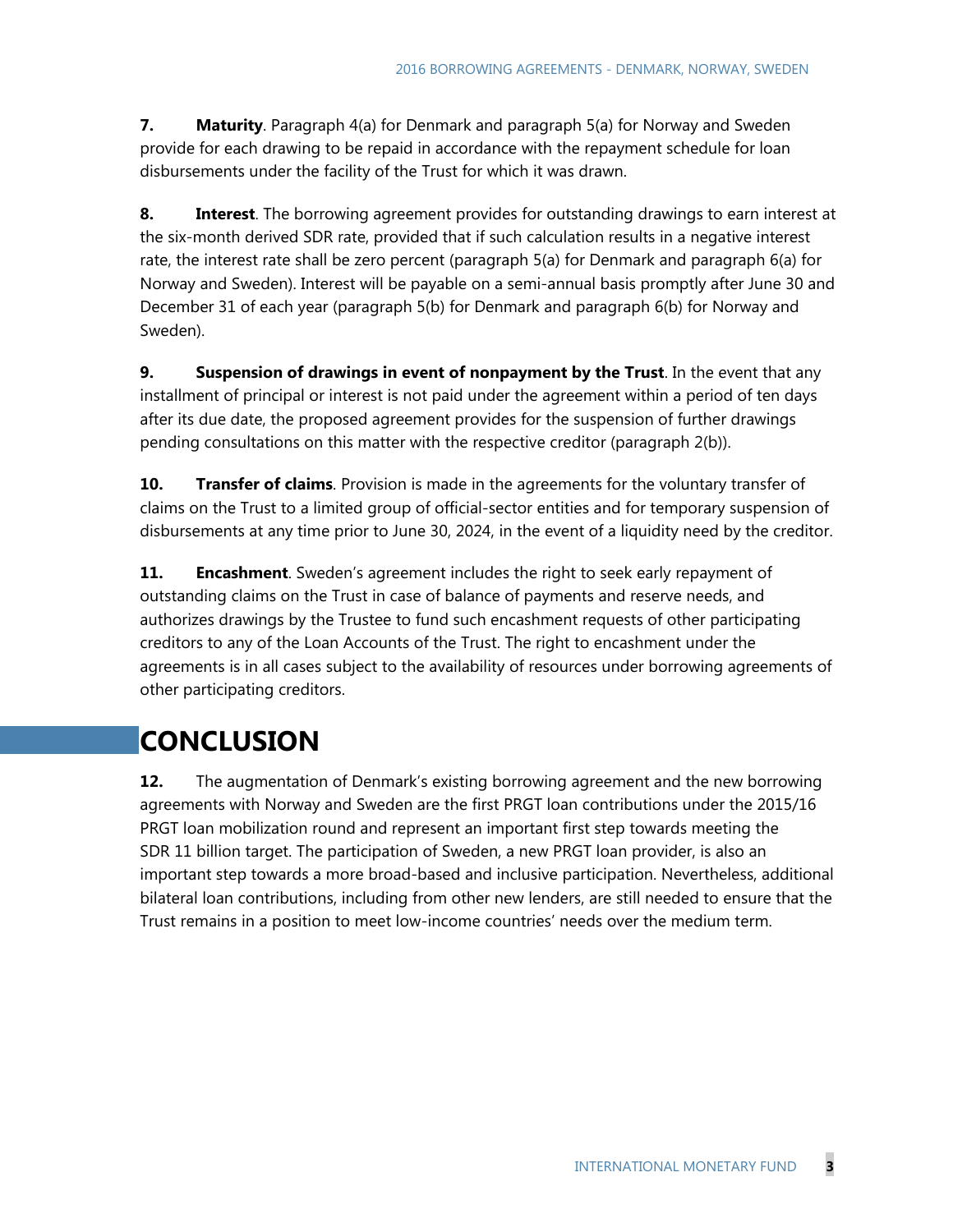**7. Maturity**. Paragraph 4(a) for Denmark and paragraph 5(a) for Norway and Sweden provide for each drawing to be repaid in accordance with the repayment schedule for loan disbursements under the facility of the Trust for which it was drawn.

**8. Interest**. The borrowing agreement provides for outstanding drawings to earn interest at the six-month derived SDR rate, provided that if such calculation results in a negative interest rate, the interest rate shall be zero percent (paragraph 5(a) for Denmark and paragraph 6(a) for Norway and Sweden). Interest will be payable on a semi-annual basis promptly after June 30 and December 31 of each year (paragraph 5(b) for Denmark and paragraph 6(b) for Norway and Sweden).

**9. Suspension of drawings in event of nonpayment by the Trust**. In the event that any installment of principal or interest is not paid under the agreement within a period of ten days after its due date, the proposed agreement provides for the suspension of further drawings pending consultations on this matter with the respective creditor (paragraph 2(b)).

**10. Transfer of claims**. Provision is made in the agreements for the voluntary transfer of claims on the Trust to a limited group of official-sector entities and for temporary suspension of disbursements at any time prior to June 30, 2024, in the event of a liquidity need by the creditor.

**11. Encashment**. Sweden's agreement includes the right to seek early repayment of outstanding claims on the Trust in case of balance of payments and reserve needs, and authorizes drawings by the Trustee to fund such encashment requests of other participating creditors to any of the Loan Accounts of the Trust. The right to encashment under the agreements is in all cases subject to the availability of resources under borrowing agreements of other participating creditors.

# CONCLUSION

**12.** The augmentation of Denmark's existing borrowing agreement and the new borrowing agreements with Norway and Sweden are the first PRGT loan contributions under the 2015/16 PRGT loan mobilization round and represent an important first step towards meeting the SDR 11 billion target. The participation of Sweden, a new PRGT loan provider, is also an important step towards a more broad-based and inclusive participation. Nevertheless, additional bilateral loan contributions, including from other new lenders, are still needed to ensure that the Trust remains in a position to meet low-income countries' needs over the medium term.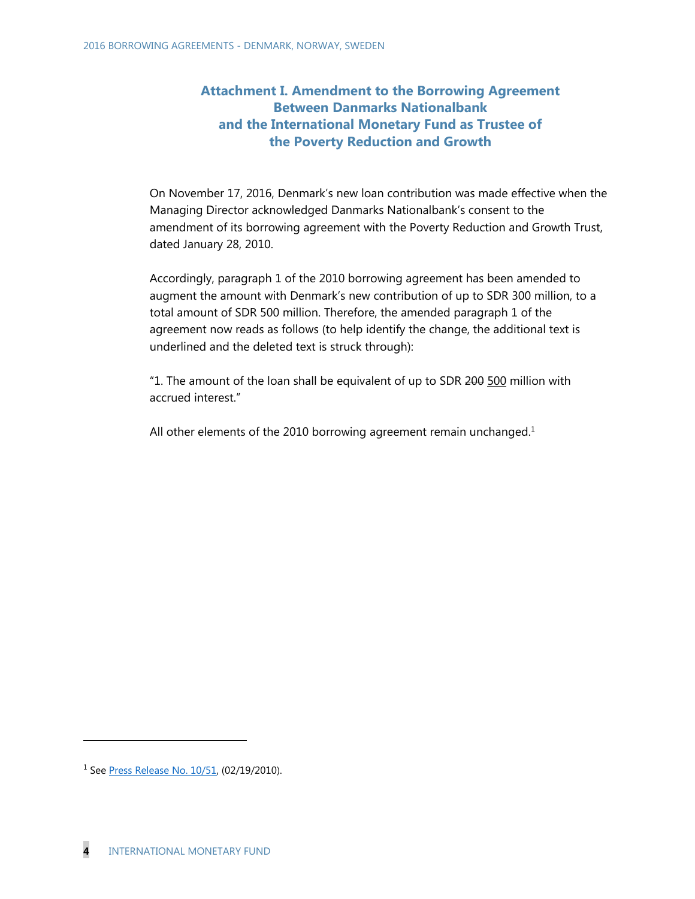## Attachment I. Amendment to the Borrowing Agreement Between Danmarks Nationalbank and the International Monetary Fund as Trustee of the Poverty Reduction and Growth

On November 17, 2016, Denmark's new loan contribution was made effective when the Managing Director acknowledged Danmarks Nationalbank's consent to the amendment of its borrowing agreement with the Poverty Reduction and Growth Trust, dated January 28, 2010.

Accordingly, paragraph 1 of the 2010 borrowing agreement has been amended to augment the amount with Denmark's new contribution of up to SDR 300 million, to a total amount of SDR 500 million. Therefore, the amended paragraph 1 of the agreement now reads as follows (to help identify the change, the additional text is underlined and the deleted text is struck through):

"1. The amount of the loan shall be equivalent of up to SDR ~~200~~ <u>500</u> million with accrued interest."

All other elements of the 2010 borrowing agreement remain unchanged.[1]

---

[1] See Press Release No. 10/51, (02/19/2010).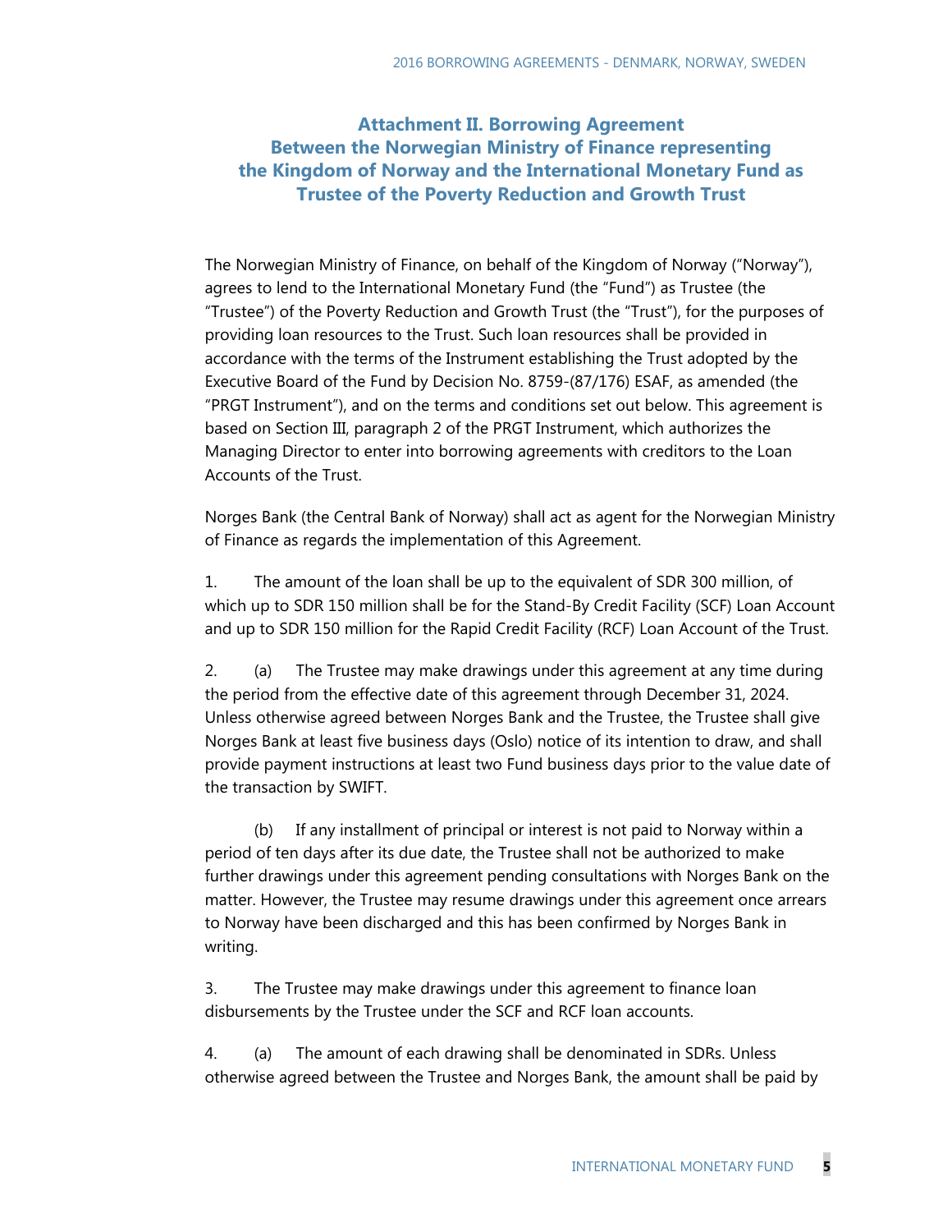## Attachment II. Borrowing Agreement Between the Norwegian Ministry of Finance representing the Kingdom of Norway and the International Monetary Fund as Trustee of the Poverty Reduction and Growth Trust

The Norwegian Ministry of Finance, on behalf of the Kingdom of Norway ("Norway"), agrees to lend to the International Monetary Fund (the "Fund") as Trustee (the "Trustee") of the Poverty Reduction and Growth Trust (the "Trust"), for the purposes of providing loan resources to the Trust. Such loan resources shall be provided in accordance with the terms of the Instrument establishing the Trust adopted by the Executive Board of the Fund by Decision No. 8759-(87/176) ESAF, as amended (the "PRGT Instrument"), and on the terms and conditions set out below. This agreement is based on Section III, paragraph 2 of the PRGT Instrument, which authorizes the Managing Director to enter into borrowing agreements with creditors to the Loan Accounts of the Trust.

Norges Bank (the Central Bank of Norway) shall act as agent for the Norwegian Ministry of Finance as regards the implementation of this Agreement.

1. The amount of the loan shall be up to the equivalent of SDR 300 million, of which up to SDR 150 million shall be for the Stand-By Credit Facility (SCF) Loan Account and up to SDR 150 million for the Rapid Credit Facility (RCF) Loan Account of the Trust.

2. (a) The Trustee may make drawings under this agreement at any time during the period from the effective date of this agreement through December 31, 2024. Unless otherwise agreed between Norges Bank and the Trustee, the Trustee shall give Norges Bank at least five business days (Oslo) notice of its intention to draw, and shall provide payment instructions at least two Fund business days prior to the value date of the transaction by SWIFT.

(b) If any installment of principal or interest is not paid to Norway within a period of ten days after its due date, the Trustee shall not be authorized to make further drawings under this agreement pending consultations with Norges Bank on the matter. However, the Trustee may resume drawings under this agreement once arrears to Norway have been discharged and this has been confirmed by Norges Bank in writing.

3. The Trustee may make drawings under this agreement to finance loan disbursements by the Trustee under the SCF and RCF loan accounts.

4. (a) The amount of each drawing shall be denominated in SDRs. Unless otherwise agreed between the Trustee and Norges Bank, the amount shall be paid by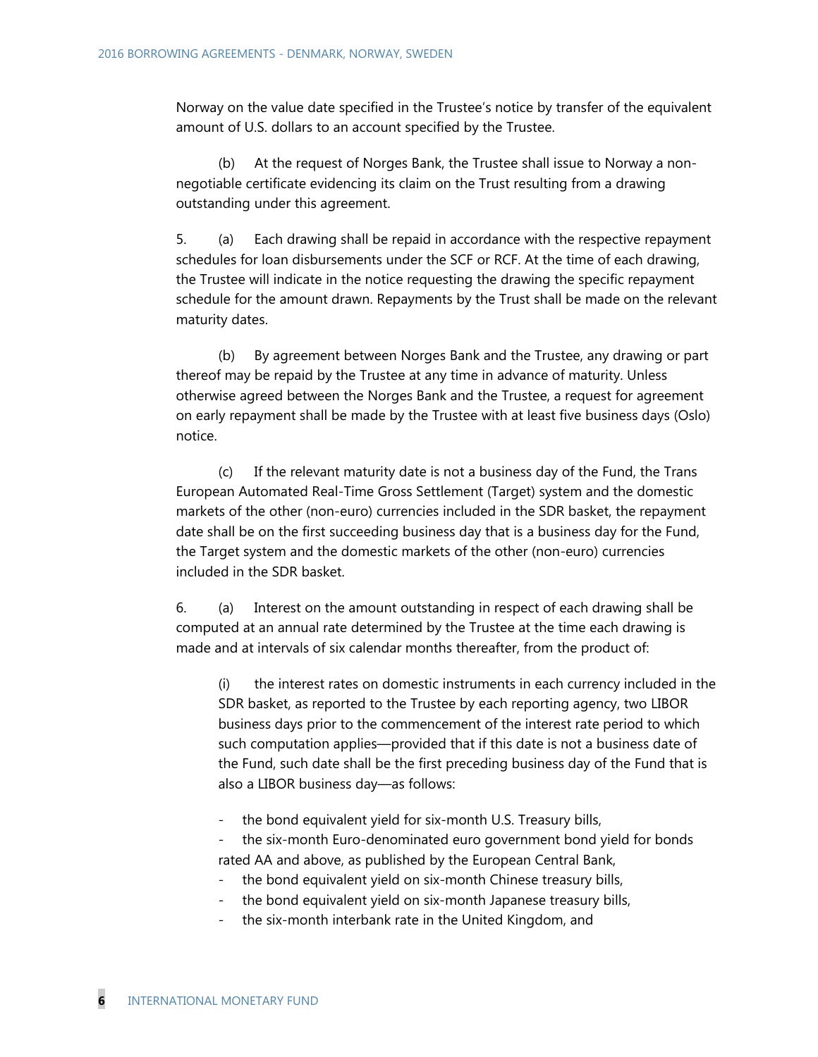Norway on the value date specified in the Trustee's notice by transfer of the equivalent amount of U.S. dollars to an account specified by the Trustee.

(b) At the request of Norges Bank, the Trustee shall issue to Norway a non-negotiable certificate evidencing its claim on the Trust resulting from a drawing outstanding under this agreement.

5. (a) Each drawing shall be repaid in accordance with the respective repayment schedules for loan disbursements under the SCF or RCF. At the time of each drawing, the Trustee will indicate in the notice requesting the drawing the specific repayment schedule for the amount drawn. Repayments by the Trust shall be made on the relevant maturity dates.

(b) By agreement between Norges Bank and the Trustee, any drawing or part thereof may be repaid by the Trustee at any time in advance of maturity. Unless otherwise agreed between the Norges Bank and the Trustee, a request for agreement on early repayment shall be made by the Trustee with at least five business days (Oslo) notice.

(c) If the relevant maturity date is not a business day of the Fund, the Trans European Automated Real-Time Gross Settlement (Target) system and the domestic markets of the other (non-euro) currencies included in the SDR basket, the repayment date shall be on the first succeeding business day that is a business day for the Fund, the Target system and the domestic markets of the other (non-euro) currencies included in the SDR basket.

6. (a) Interest on the amount outstanding in respect of each drawing shall be computed at an annual rate determined by the Trustee at the time each drawing is made and at intervals of six calendar months thereafter, from the product of:

(i) the interest rates on domestic instruments in each currency included in the SDR basket, as reported to the Trustee by each reporting agency, two LIBOR business days prior to the commencement of the interest rate period to which such computation applies—provided that if this date is not a business date of the Fund, such date shall be the first preceding business day of the Fund that is also a LIBOR business day—as follows:

- the bond equivalent yield for six-month U.S. Treasury bills,
- the six-month Euro-denominated euro government bond yield for bonds rated AA and above, as published by the European Central Bank,
- the bond equivalent yield on six-month Chinese treasury bills,
- the bond equivalent yield on six-month Japanese treasury bills,
- the six-month interbank rate in the United Kingdom, and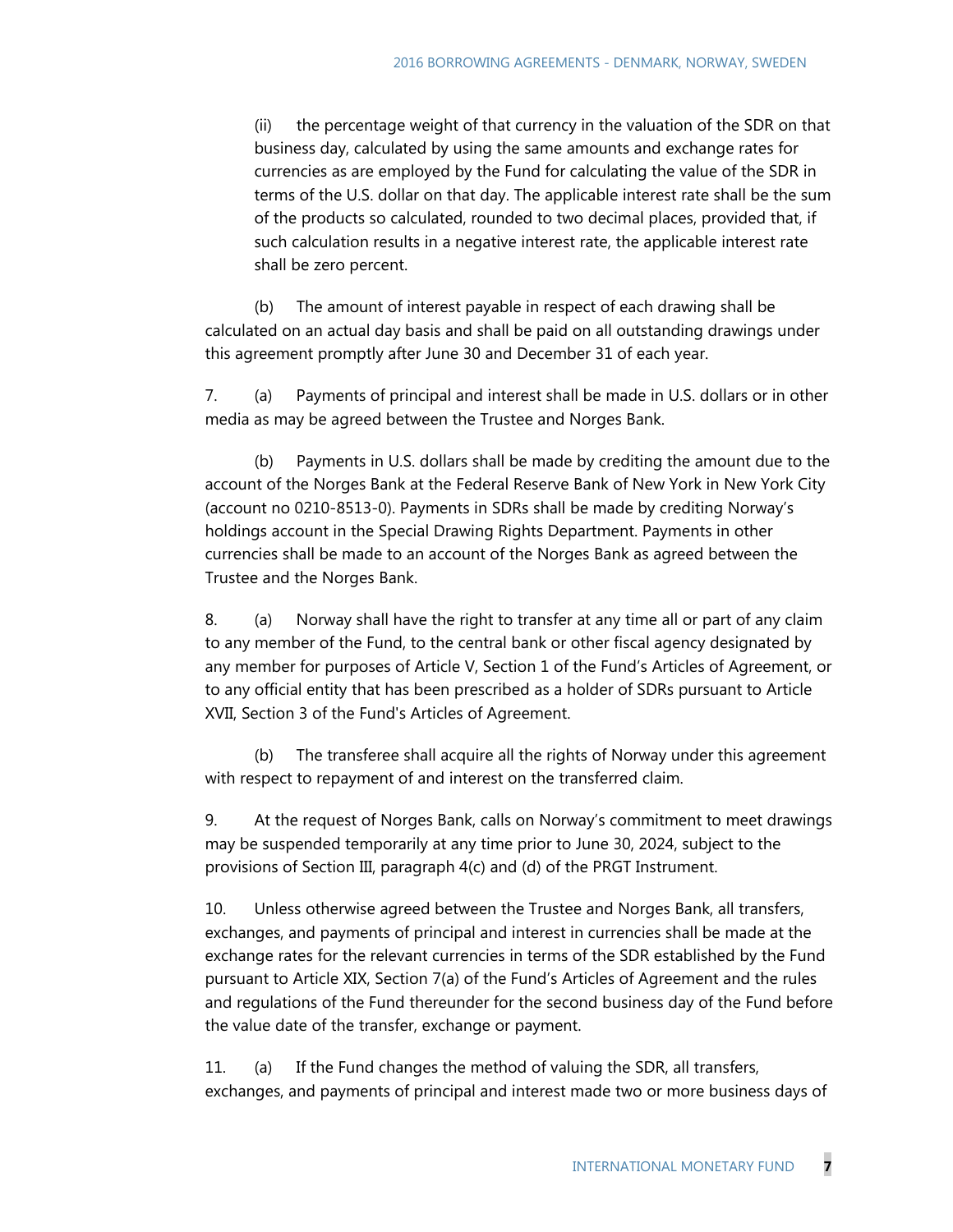(ii) the percentage weight of that currency in the valuation of the SDR on that business day, calculated by using the same amounts and exchange rates for currencies as are employed by the Fund for calculating the value of the SDR in terms of the U.S. dollar on that day. The applicable interest rate shall be the sum of the products so calculated, rounded to two decimal places, provided that, if such calculation results in a negative interest rate, the applicable interest rate shall be zero percent.

(b) The amount of interest payable in respect of each drawing shall be calculated on an actual day basis and shall be paid on all outstanding drawings under this agreement promptly after June 30 and December 31 of each year.

7. (a) Payments of principal and interest shall be made in U.S. dollars or in other media as may be agreed between the Trustee and Norges Bank.

(b) Payments in U.S. dollars shall be made by crediting the amount due to the account of the Norges Bank at the Federal Reserve Bank of New York in New York City (account no 0210-8513-0). Payments in SDRs shall be made by crediting Norway's holdings account in the Special Drawing Rights Department. Payments in other currencies shall be made to an account of the Norges Bank as agreed between the Trustee and the Norges Bank.

8. (a) Norway shall have the right to transfer at any time all or part of any claim to any member of the Fund, to the central bank or other fiscal agency designated by any member for purposes of Article V, Section 1 of the Fund's Articles of Agreement, or to any official entity that has been prescribed as a holder of SDRs pursuant to Article XVII, Section 3 of the Fund's Articles of Agreement.

(b) The transferee shall acquire all the rights of Norway under this agreement with respect to repayment of and interest on the transferred claim.

9. At the request of Norges Bank, calls on Norway's commitment to meet drawings may be suspended temporarily at any time prior to June 30, 2024, subject to the provisions of Section III, paragraph 4(c) and (d) of the PRGT Instrument.

10. Unless otherwise agreed between the Trustee and Norges Bank, all transfers, exchanges, and payments of principal and interest in currencies shall be made at the exchange rates for the relevant currencies in terms of the SDR established by the Fund pursuant to Article XIX, Section 7(a) of the Fund's Articles of Agreement and the rules and regulations of the Fund thereunder for the second business day of the Fund before the value date of the transfer, exchange or payment.

11. (a) If the Fund changes the method of valuing the SDR, all transfers, exchanges, and payments of principal and interest made two or more business days of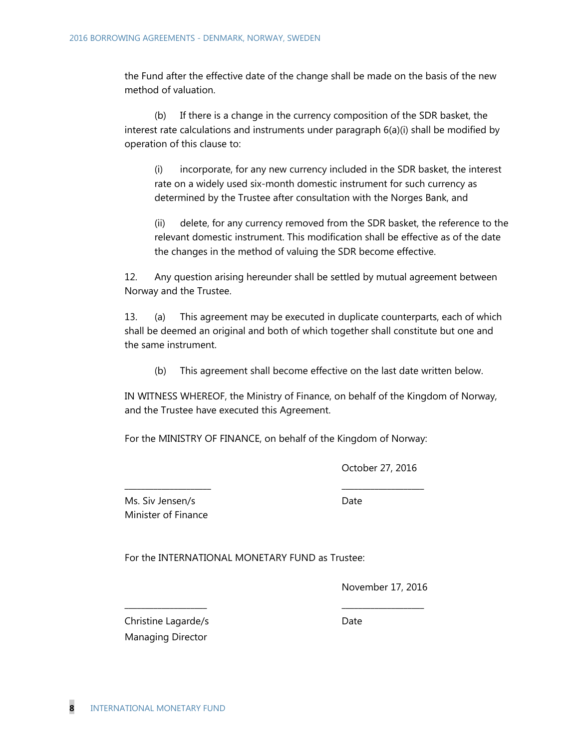the Fund after the effective date of the change shall be made on the basis of the new method of valuation.

(b) If there is a change in the currency composition of the SDR basket, the interest rate calculations and instruments under paragraph 6(a)(i) shall be modified by operation of this clause to:

(i) incorporate, for any new currency included in the SDR basket, the interest rate on a widely used six-month domestic instrument for such currency as determined by the Trustee after consultation with the Norges Bank, and

(ii) delete, for any currency removed from the SDR basket, the reference to the relevant domestic instrument. This modification shall be effective as of the date the changes in the method of valuing the SDR become effective.

12. Any question arising hereunder shall be settled by mutual agreement between Norway and the Trustee.

13. (a) This agreement may be executed in duplicate counterparts, each of which shall be deemed an original and both of which together shall constitute but one and the same instrument.

(b) This agreement shall become effective on the last date written below.

IN WITNESS WHEREOF, the Ministry of Finance, on behalf of the Kingdom of Norway, and the Trustee have executed this Agreement.

For the MINISTRY OF FINANCE, on behalf of the Kingdom of Norway:

| ___________________ | October 27, 2016<br>___________________ |
|---|---|
| Ms. Siv Jensen/s<br>Minister of Finance | Date |

For the INTERNATIONAL MONETARY FUND as Trustee:

| ___________________ | November 17, 2016<br>___________________ |
|---|---|
| Christine Lagarde/s<br>Managing Director | Date |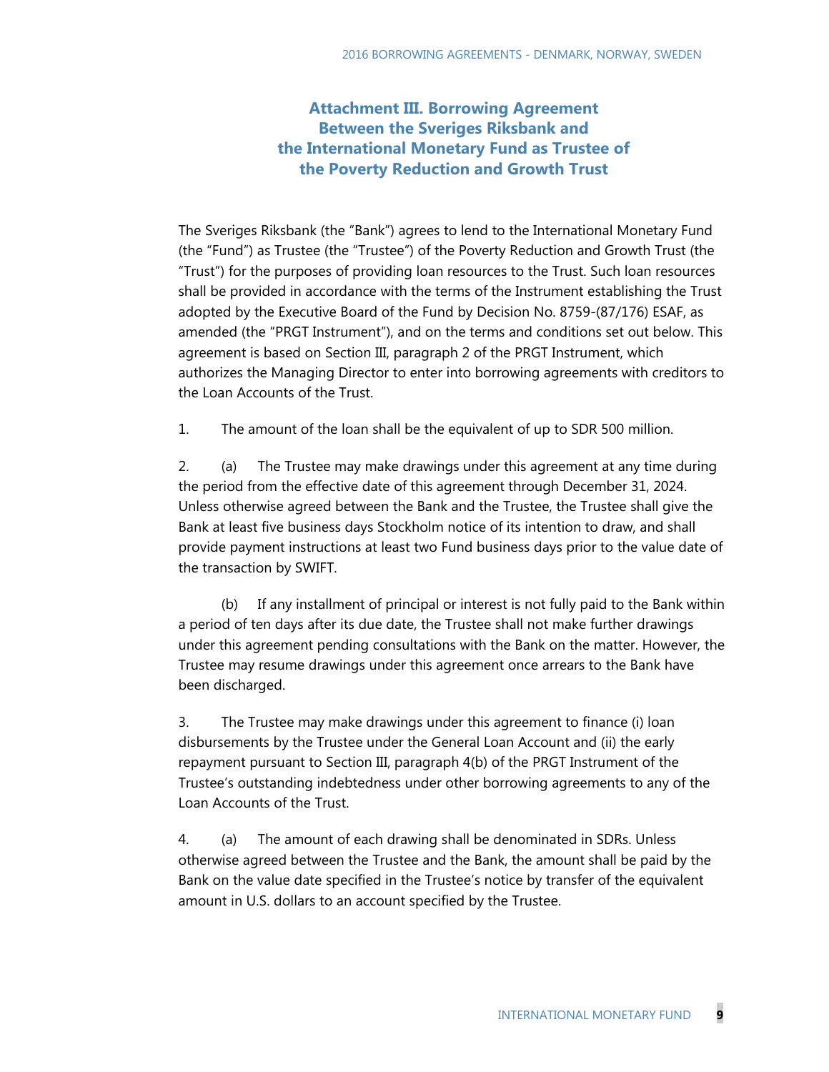## Attachment III. Borrowing Agreement Between the Sveriges Riksbank and the International Monetary Fund as Trustee of the Poverty Reduction and Growth Trust

The Sveriges Riksbank (the "Bank") agrees to lend to the International Monetary Fund (the "Fund") as Trustee (the "Trustee") of the Poverty Reduction and Growth Trust (the "Trust") for the purposes of providing loan resources to the Trust. Such loan resources shall be provided in accordance with the terms of the Instrument establishing the Trust adopted by the Executive Board of the Fund by Decision No. 8759-(87/176) ESAF, as amended (the "PRGT Instrument"), and on the terms and conditions set out below. This agreement is based on Section III, paragraph 2 of the PRGT Instrument, which authorizes the Managing Director to enter into borrowing agreements with creditors to the Loan Accounts of the Trust.

1. The amount of the loan shall be the equivalent of up to SDR 500 million.

2. (a) The Trustee may make drawings under this agreement at any time during the period from the effective date of this agreement through December 31, 2024. Unless otherwise agreed between the Bank and the Trustee, the Trustee shall give the Bank at least five business days Stockholm notice of its intention to draw, and shall provide payment instructions at least two Fund business days prior to the value date of the transaction by SWIFT.

(b) If any installment of principal or interest is not fully paid to the Bank within a period of ten days after its due date, the Trustee shall not make further drawings under this agreement pending consultations with the Bank on the matter. However, the Trustee may resume drawings under this agreement once arrears to the Bank have been discharged.

3. The Trustee may make drawings under this agreement to finance (i) loan disbursements by the Trustee under the General Loan Account and (ii) the early repayment pursuant to Section III, paragraph 4(b) of the PRGT Instrument of the Trustee's outstanding indebtedness under other borrowing agreements to any of the Loan Accounts of the Trust.

4. (a) The amount of each drawing shall be denominated in SDRs. Unless otherwise agreed between the Trustee and the Bank, the amount shall be paid by the Bank on the value date specified in the Trustee's notice by transfer of the equivalent amount in U.S. dollars to an account specified by the Trustee.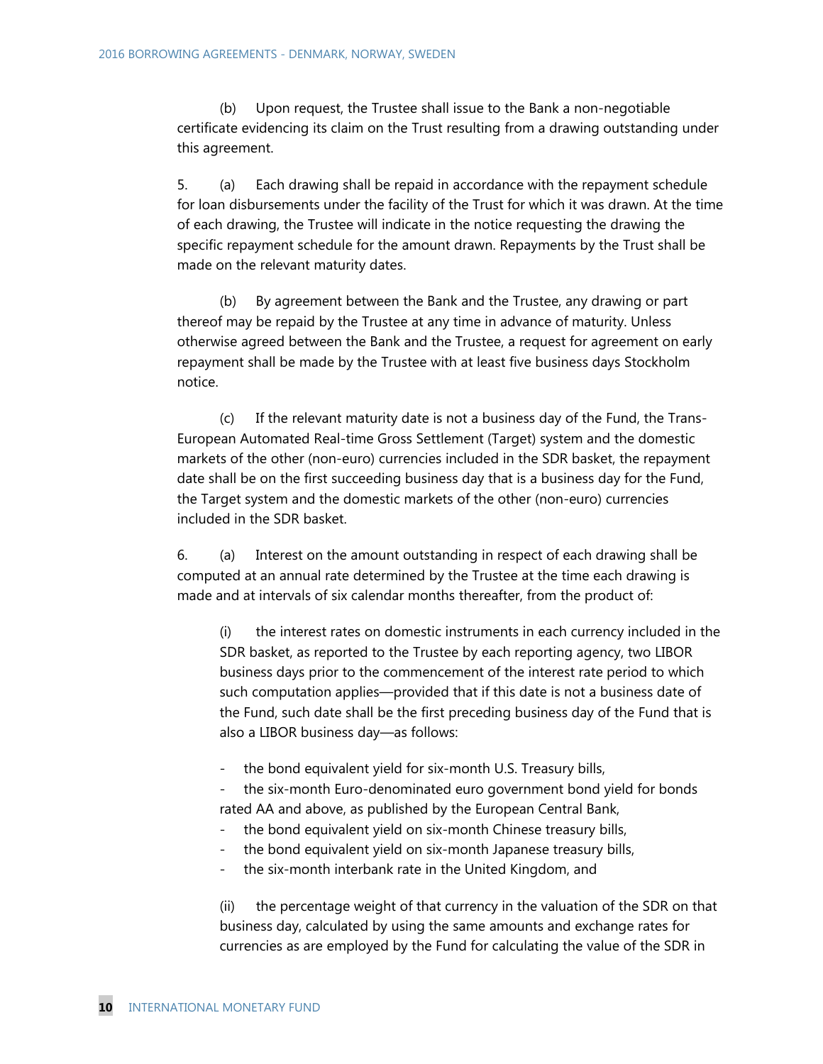(b) Upon request, the Trustee shall issue to the Bank a non-negotiable certificate evidencing its claim on the Trust resulting from a drawing outstanding under this agreement.

5. (a) Each drawing shall be repaid in accordance with the repayment schedule for loan disbursements under the facility of the Trust for which it was drawn. At the time of each drawing, the Trustee will indicate in the notice requesting the drawing the specific repayment schedule for the amount drawn. Repayments by the Trust shall be made on the relevant maturity dates.

(b) By agreement between the Bank and the Trustee, any drawing or part thereof may be repaid by the Trustee at any time in advance of maturity. Unless otherwise agreed between the Bank and the Trustee, a request for agreement on early repayment shall be made by the Trustee with at least five business days Stockholm notice.

(c) If the relevant maturity date is not a business day of the Fund, the Trans-European Automated Real-time Gross Settlement (Target) system and the domestic markets of the other (non-euro) currencies included in the SDR basket, the repayment date shall be on the first succeeding business day that is a business day for the Fund, the Target system and the domestic markets of the other (non-euro) currencies included in the SDR basket.

6. (a) Interest on the amount outstanding in respect of each drawing shall be computed at an annual rate determined by the Trustee at the time each drawing is made and at intervals of six calendar months thereafter, from the product of:

(i) the interest rates on domestic instruments in each currency included in the SDR basket, as reported to the Trustee by each reporting agency, two LIBOR business days prior to the commencement of the interest rate period to which such computation applies—provided that if this date is not a business date of the Fund, such date shall be the first preceding business day of the Fund that is also a LIBOR business day—as follows:

- the bond equivalent yield for six-month U.S. Treasury bills,
- the six-month Euro-denominated euro government bond yield for bonds rated AA and above, as published by the European Central Bank,
- the bond equivalent yield on six-month Chinese treasury bills,
- the bond equivalent yield on six-month Japanese treasury bills,
- the six-month interbank rate in the United Kingdom, and

(ii) the percentage weight of that currency in the valuation of the SDR on that business day, calculated by using the same amounts and exchange rates for currencies as are employed by the Fund for calculating the value of the SDR in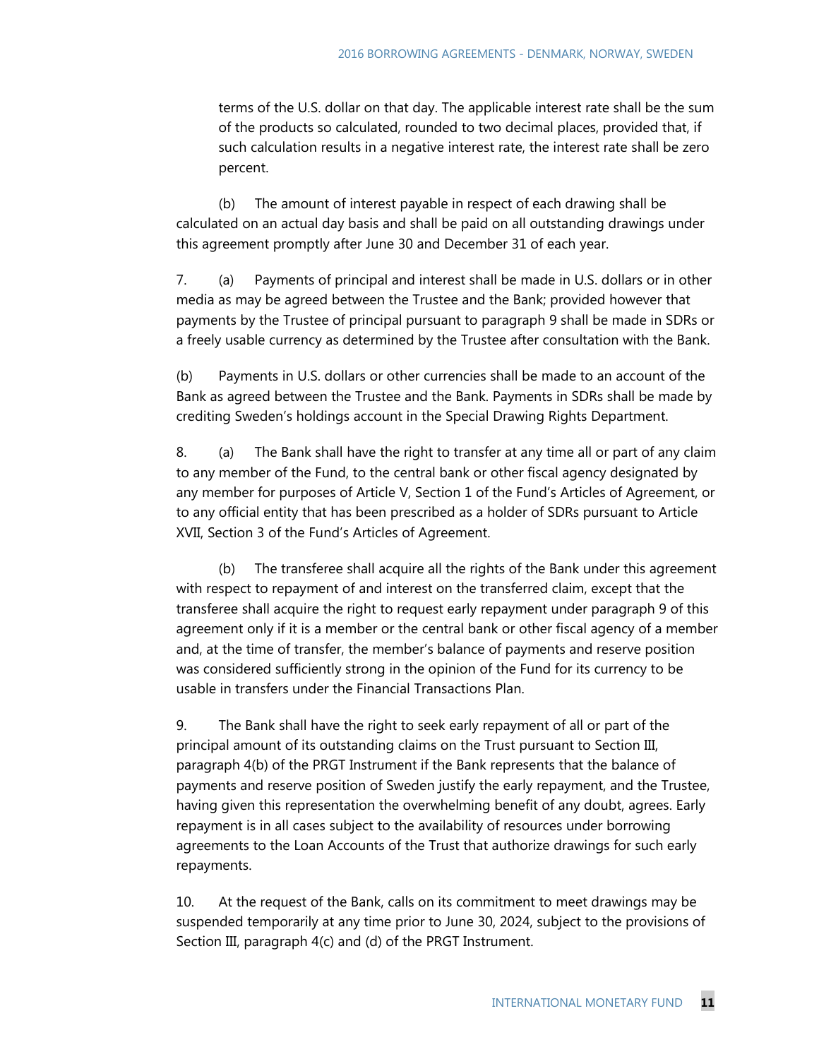terms of the U.S. dollar on that day. The applicable interest rate shall be the sum of the products so calculated, rounded to two decimal places, provided that, if such calculation results in a negative interest rate, the interest rate shall be zero percent.

(b) The amount of interest payable in respect of each drawing shall be calculated on an actual day basis and shall be paid on all outstanding drawings under this agreement promptly after June 30 and December 31 of each year.

7. (a) Payments of principal and interest shall be made in U.S. dollars or in other media as may be agreed between the Trustee and the Bank; provided however that payments by the Trustee of principal pursuant to paragraph 9 shall be made in SDRs or a freely usable currency as determined by the Trustee after consultation with the Bank.

(b) Payments in U.S. dollars or other currencies shall be made to an account of the Bank as agreed between the Trustee and the Bank. Payments in SDRs shall be made by crediting Sweden's holdings account in the Special Drawing Rights Department.

8. (a) The Bank shall have the right to transfer at any time all or part of any claim to any member of the Fund, to the central bank or other fiscal agency designated by any member for purposes of Article V, Section 1 of the Fund's Articles of Agreement, or to any official entity that has been prescribed as a holder of SDRs pursuant to Article XVII, Section 3 of the Fund's Articles of Agreement.

(b) The transferee shall acquire all the rights of the Bank under this agreement with respect to repayment of and interest on the transferred claim, except that the transferee shall acquire the right to request early repayment under paragraph 9 of this agreement only if it is a member or the central bank or other fiscal agency of a member and, at the time of transfer, the member's balance of payments and reserve position was considered sufficiently strong in the opinion of the Fund for its currency to be usable in transfers under the Financial Transactions Plan.

9. The Bank shall have the right to seek early repayment of all or part of the principal amount of its outstanding claims on the Trust pursuant to Section III, paragraph 4(b) of the PRGT Instrument if the Bank represents that the balance of payments and reserve position of Sweden justify the early repayment, and the Trustee, having given this representation the overwhelming benefit of any doubt, agrees. Early repayment is in all cases subject to the availability of resources under borrowing agreements to the Loan Accounts of the Trust that authorize drawings for such early repayments.

10. At the request of the Bank, calls on its commitment to meet drawings may be suspended temporarily at any time prior to June 30, 2024, subject to the provisions of Section III, paragraph 4(c) and (d) of the PRGT Instrument.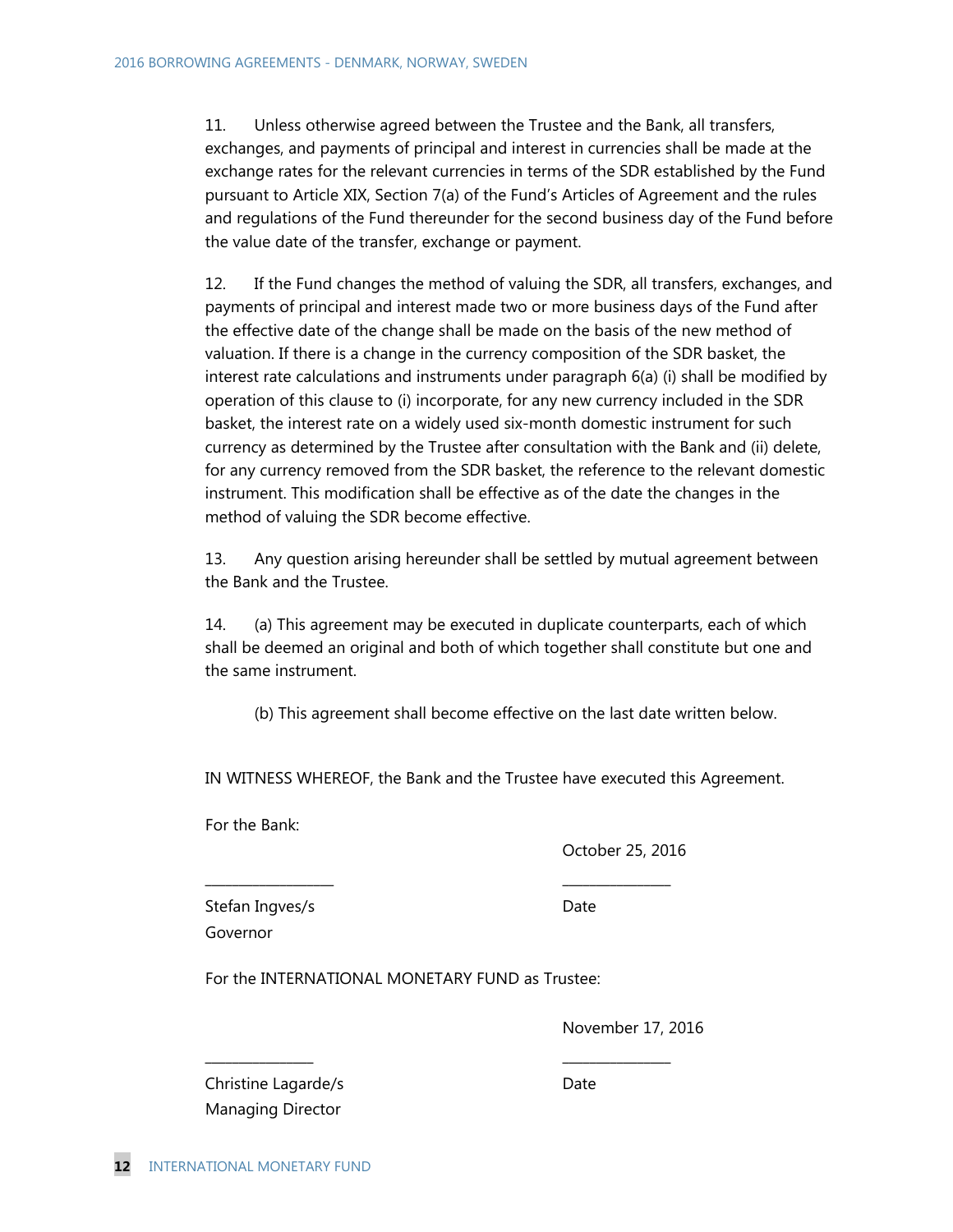11. Unless otherwise agreed between the Trustee and the Bank, all transfers, exchanges, and payments of principal and interest in currencies shall be made at the exchange rates for the relevant currencies in terms of the SDR established by the Fund pursuant to Article XIX, Section 7(a) of the Fund's Articles of Agreement and the rules and regulations of the Fund thereunder for the second business day of the Fund before the value date of the transfer, exchange or payment.

12. If the Fund changes the method of valuing the SDR, all transfers, exchanges, and payments of principal and interest made two or more business days of the Fund after the effective date of the change shall be made on the basis of the new method of valuation. If there is a change in the currency composition of the SDR basket, the interest rate calculations and instruments under paragraph 6(a) (i) shall be modified by operation of this clause to (i) incorporate, for any new currency included in the SDR basket, the interest rate on a widely used six-month domestic instrument for such currency as determined by the Trustee after consultation with the Bank and (ii) delete, for any currency removed from the SDR basket, the reference to the relevant domestic instrument. This modification shall be effective as of the date the changes in the method of valuing the SDR become effective.

13. Any question arising hereunder shall be settled by mutual agreement between the Bank and the Trustee.

14. (a) This agreement may be executed in duplicate counterparts, each of which shall be deemed an original and both of which together shall constitute but one and the same instrument.

(b) This agreement shall become effective on the last date written below.

IN WITNESS WHEREOF, the Bank and the Trustee have executed this Agreement.

For the Bank:

October 25, 2016

\_\_\_\_\_\_\_\_\_\_\_\_\_\_\_\_\_\_ \_\_\_\_\_\_\_\_\_\_\_\_\_\_\_

Stefan Ingves/s Date

Governor

For the INTERNATIONAL MONETARY FUND as Trustee:

November 17, 2016

\_\_\_\_\_\_\_\_\_\_\_\_\_\_\_ \_\_\_\_\_\_\_\_\_\_\_\_\_\_\_

Christine Lagarde/s Date

Managing Director